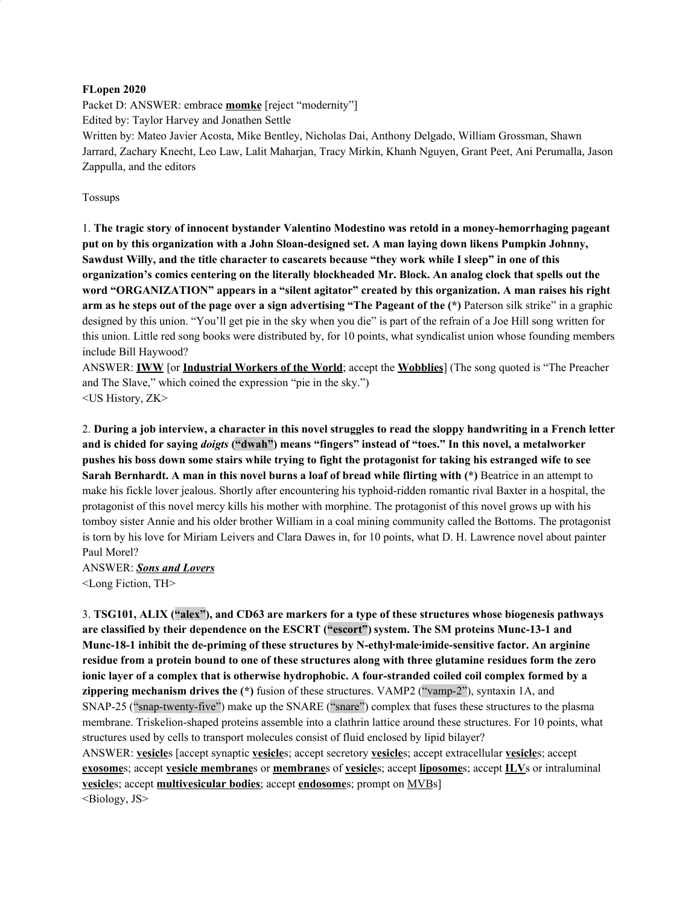**FLopen 2020**

Packet D: ANSWER: embrace **momke** [reject "modernity"]

Edited by: Taylor Harvey and Jonathen Settle

Written by: Mateo Javier Acosta, Mike Bentley, Nicholas Dai, Anthony Delgado, William Grossman, Shawn Jarrard, Zachary Knecht, Leo Law, Lalit Maharjan, Tracy Mirkin, Khanh Nguyen, Grant Peet, Ani Perumalla, Jason Zappulla, and the editors

Tossups

1. **The tragic story of innocent bystander Valentino Modestino was retold in a money-hemorrhaging pageant put on by this organization with a John Sloan-designed set. A man laying down likens Pumpkin Johnny, Sawdust Willy, and the title character to cascarets because "they work while I sleep" in one of this organization's comics centering on the literally blockheaded Mr. Block. An analog clock that spells out the word "ORGANIZATION" appears in a "silent agitator" created by this organization. A man raises his right arm as he steps out of the page over a sign advertising "The Pageant of the (*)** Paterson silk strike" in a graphic designed by this union. "You'll get pie in the sky when you die" is part of the refrain of a Joe Hill song written for this union. Little red song books were distributed by, for 10 points, what syndicalist union whose founding members include Bill Haywood?

ANSWER: **IWW** [or **Industrial Workers of the World**; accept the **Wobblies**] (The song quoted is "The Preacher and The Slave," which coined the expression "pie in the sky.")

<US History, ZK>

2. **During a job interview, a character in this novel struggles to read the sloppy handwriting in a French letter and is chided for saying *doigts* ("dwah") means "fingers" instead of "toes." In this novel, a metalworker pushes his boss down some stairs while trying to fight the protagonist for taking his estranged wife to see Sarah Bernhardt. A man in this novel burns a loaf of bread while flirting with (*)** Beatrice in an attempt to make his fickle lover jealous. Shortly after encountering his typhoid-ridden romantic rival Baxter in a hospital, the protagonist of this novel mercy kills his mother with morphine. The protagonist of this novel grows up with his tomboy sister Annie and his older brother William in a coal mining community called the Bottoms. The protagonist is torn by his love for Miriam Leivers and Clara Dawes in, for 10 points, what D. H. Lawrence novel about painter Paul Morel?

ANSWER: ***Sons and Lovers***

<Long Fiction, TH>

3. **TSG101, ALIX ("alex"), and CD63 are markers for a type of these structures whose biogenesis pathways are classified by their dependence on the ESCRT ("escort") system. The SM proteins Munc-13-1 and Munc-18-1 inhibit the de-priming of these structures by N-ethyl·male·imide-sensitive factor. An arginine residue from a protein bound to one of these structures along with three glutamine residues form the zero ionic layer of a complex that is otherwise hydrophobic. A four-stranded coiled coil complex formed by a zippering mechanism drives the (*)** fusion of these structures. VAMP2 ("vamp-2"), syntaxin 1A, and SNAP-25 ("snap-twenty-five") make up the SNARE ("snare") complex that fuses these structures to the plasma membrane. Triskelion-shaped proteins assemble into a clathrin lattice around these structures. For 10 points, what structures used by cells to transport molecules consist of fluid enclosed by lipid bilayer?

ANSWER: **vesicle**s [accept synaptic **vesicle**s; accept secretory **vesicle**s; accept extracellular **vesicle**s; accept **exosome**s; accept **vesicle membrane**s or **membrane**s of **vesicle**s; accept **liposome**s; accept **ILV**s or intraluminal **vesicle**s; accept **multivesicular bodies**; accept **endosome**s; prompt on MVBs]

<Biology, JS>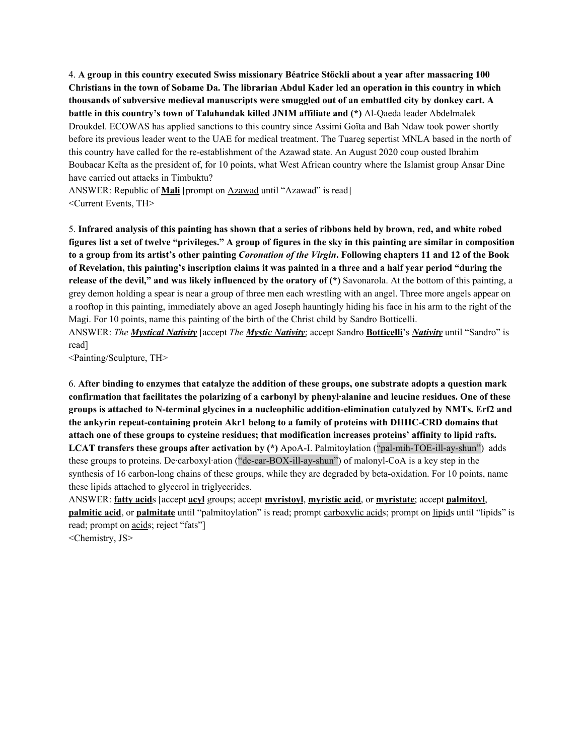4. **A group in this country executed Swiss missionary Béatrice Stöckli about a year after massacring 100 Christians in the town of Sobame Da. The librarian Abdul Kader led an operation in this country in which thousands of subversive medieval manuscripts were smuggled out of an embattled city by donkey cart. A battle in this country's town of Talahandak killed JNIM affiliate and (*)** Al-Qaeda leader Abdelmalek Droukdel. ECOWAS has applied sanctions to this country since Assimi Goïta and Bah Ndaw took power shortly before its previous leader went to the UAE for medical treatment. The Tuareg sepertist MNLA based in the north of this country have called for the re-establishment of the Azawad state. An August 2020 coup ousted Ibrahim Boubacar Keïta as the president of, for 10 points, what West African country where the Islamist group Ansar Dine have carried out attacks in Timbuktu?

ANSWER: Republic of **<u>Mali</u>** [prompt on <u>Azawad</u> until "Azawad" is read]

<Current Events, TH>

5. **Infrared analysis of this painting has shown that a series of ribbons held by brown, red, and white robed figures list a set of twelve "privileges." A group of figures in the sky in this painting are similar in composition to a group from its artist's other painting *Coronation of the Virgin*. Following chapters 11 and 12 of the Book of Revelation, this painting's inscription claims it was painted in a three and a half year period "during the release of the devil," and was likely influenced by the oratory of (*)** Savonarola. At the bottom of this painting, a grey demon holding a spear is near a group of three men each wrestling with an angel. Three more angels appear on a rooftop in this painting, immediately above an aged Joseph hauntingly hiding his face in his arm to the right of the Magi. For 10 points, name this painting of the birth of the Christ child by Sandro Botticelli.

ANSWER: *The **<u>Mystical Nativity</u>*** [accept *The **<u>Mystic Nativity</u>***; accept Sandro **<u>Botticelli</u>**'s ***<u>Nativity</u>*** until "Sandro" is read]

<Painting/Sculpture, TH>

6. **After binding to enzymes that catalyze the addition of these groups, one substrate adopts a question mark confirmation that facilitates the polarizing of a carbonyl by phenyl·alanine and leucine residues. One of these groups is attached to N-terminal glycines in a nucleophilic addition-elimination catalyzed by NMTs. Erf2 and the ankyrin repeat-containing protein Akr1 belong to a family of proteins with DHHC-CRD domains that attach one of these groups to cysteine residues; that modification increases proteins' affinity to lipid rafts. LCAT transfers these groups after activation by (*)** ApoA-I. Palmitoylation ("pal-mih-TOE-ill-ay-shun") adds these groups to proteins. De·carboxyl·ation ("de-car-BOX-ill-ay-shun") of malonyl-CoA is a key step in the synthesis of 16 carbon-long chains of these groups, while they are degraded by beta-oxidation. For 10 points, name these lipids attached to glycerol in triglycerides.

ANSWER: **<u>fatty acid</u>**s [accept **<u>acyl</u>** groups; accept **<u>myristoyl</u>**, **<u>myristic acid</u>**, or **<u>myristate</u>**; accept **<u>palmitoyl</u>**, **<u>palmitic acid</u>**, or **<u>palmitate</u>** until "palmitoylation" is read; prompt <u>carboxylic acid</u>s; prompt on <u>lipid</u>s until "lipids" is read; prompt on <u>acid</u>s; reject "fats"]

<Chemistry, JS>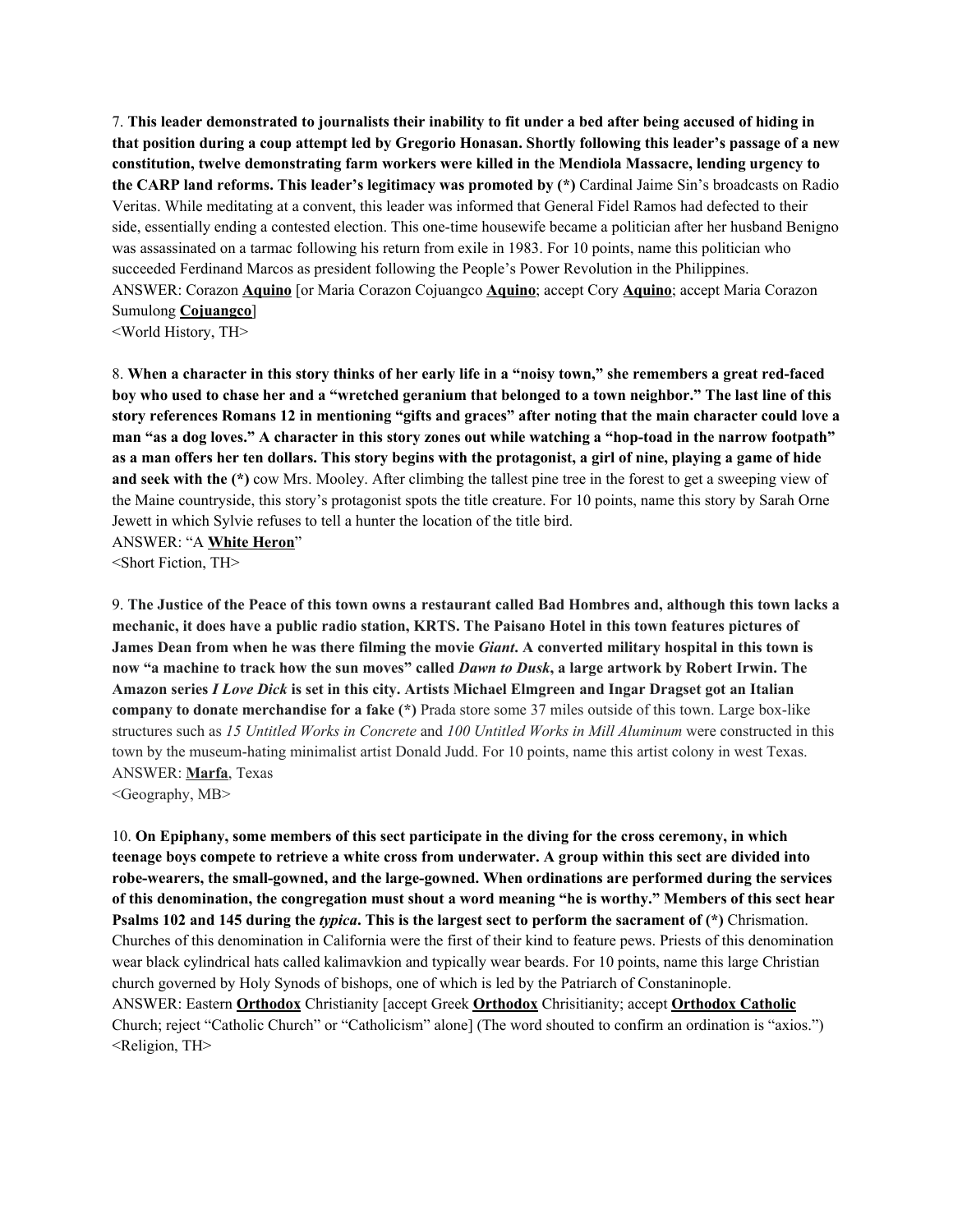7. **This leader demonstrated to journalists their inability to fit under a bed after being accused of hiding in that position during a coup attempt led by Gregorio Honasan. Shortly following this leader's passage of a new constitution, twelve demonstrating farm workers were killed in the Mendiola Massacre, lending urgency to the CARP land reforms. This leader's legitimacy was promoted by (*)** Cardinal Jaime Sin's broadcasts on Radio Veritas. While meditating at a convent, this leader was informed that General Fidel Ramos had defected to their side, essentially ending a contested election. This one-time housewife became a politician after her husband Benigno was assassinated on a tarmac following his return from exile in 1983. For 10 points, name this politician who succeeded Ferdinand Marcos as president following the People's Power Revolution in the Philippines.
ANSWER: Corazon **Aquino** [or Maria Corazon Cojuangco **Aquino**; accept Cory **Aquino**; accept Maria Corazon Sumulong **Cojuangco**]
<World History, TH>

8. **When a character in this story thinks of her early life in a "noisy town," she remembers a great red-faced boy who used to chase her and a "wretched geranium that belonged to a town neighbor." The last line of this story references Romans 12 in mentioning "gifts and graces" after noting that the main character could love a man "as a dog loves." A character in this story zones out while watching a "hop-toad in the narrow footpath" as a man offers her ten dollars. This story begins with the protagonist, a girl of nine, playing a game of hide and seek with the (*)** cow Mrs. Mooley. After climbing the tallest pine tree in the forest to get a sweeping view of the Maine countryside, this story's protagonist spots the title creature. For 10 points, name this story by Sarah Orne Jewett in which Sylvie refuses to tell a hunter the location of the title bird.
ANSWER: "A **White Heron**"
<Short Fiction, TH>

9. **The Justice of the Peace of this town owns a restaurant called Bad Hombres and, although this town lacks a mechanic, it does have a public radio station, KRTS. The Paisano Hotel in this town features pictures of James Dean from when he was there filming the movie *Giant*. A converted military hospital in this town is now "a machine to track how the sun moves" called *Dawn to Dusk*, a large artwork by Robert Irwin. The Amazon series *I Love Dick* is set in this city. Artists Michael Elmgreen and Ingar Dragset got an Italian company to donate merchandise for a fake (*)** Prada store some 37 miles outside of this town. Large box-like structures such as *15 Untitled Works in Concrete* and *100 Untitled Works in Mill Aluminum* were constructed in this town by the museum-hating minimalist artist Donald Judd. For 10 points, name this artist colony in west Texas.
ANSWER: **Marfa**, Texas
<Geography, MB>

10. **On Epiphany, some members of this sect participate in the diving for the cross ceremony, in which teenage boys compete to retrieve a white cross from underwater. A group within this sect are divided into robe-wearers, the small-gowned, and the large-gowned. When ordinations are performed during the services of this denomination, the congregation must shout a word meaning "he is worthy." Members of this sect hear Psalms 102 and 145 during the *typica*. This is the largest sect to perform the sacrament of (*)** Chrismation. Churches of this denomination in California were the first of their kind to feature pews. Priests of this denomination wear black cylindrical hats called kalimavkion and typically wear beards. For 10 points, name this large Christian church governed by Holy Synods of bishops, one of which is led by the Patriarch of Constaninople.
ANSWER: Eastern **Orthodox** Christianity [accept Greek **Orthodox** Chrisitianity; accept **Orthodox Catholic** Church; reject "Catholic Church" or "Catholicism" alone] (The word shouted to confirm an ordination is "axios.")
<Religion, TH>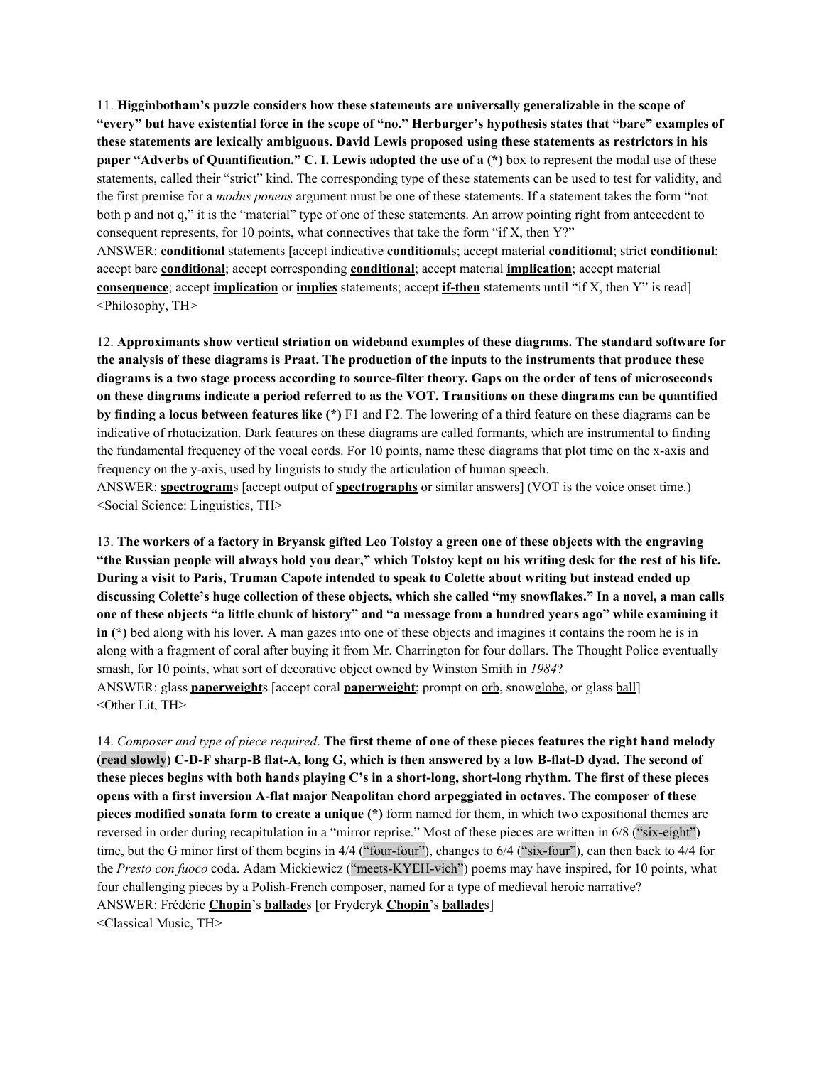11. **Higginbotham's puzzle considers how these statements are universally generalizable in the scope of "every" but have existential force in the scope of "no." Herburger's hypothesis states that "bare" examples of these statements are lexically ambiguous. David Lewis proposed using these statements as restrictors in his paper "Adverbs of Quantification." C. I. Lewis adopted the use of a (*)** box to represent the modal use of these statements, called their "strict" kind. The corresponding type of these statements can be used to test for validity, and the first premise for a *modus ponens* argument must be one of these statements. If a statement takes the form "not both p and not q," it is the "material" type of one of these statements. An arrow pointing right from antecedent to consequent represents, for 10 points, what connectives that take the form "if X, then Y?"

ANSWER: **conditional** statements [accept indicative **conditional**s; accept material **conditional**; strict **conditional**; accept bare **conditional**; accept corresponding **conditional**; accept material **implication**; accept material **consequence**; accept **implication** or **implies** statements; accept **if-then** statements until "if X, then Y" is read]

<Philosophy, TH>

12. **Approximants show vertical striation on wideband examples of these diagrams. The standard software for the analysis of these diagrams is Praat. The production of the inputs to the instruments that produce these diagrams is a two stage process according to source-filter theory. Gaps on the order of tens of microseconds on these diagrams indicate a period referred to as the VOT. Transitions on these diagrams can be quantified by finding a locus between features like (*)** F1 and F2. The lowering of a third feature on these diagrams can be indicative of rhotacization. Dark features on these diagrams are called formants, which are instrumental to finding the fundamental frequency of the vocal cords. For 10 points, name these diagrams that plot time on the x-axis and frequency on the y-axis, used by linguists to study the articulation of human speech.

ANSWER: **spectrogram**s [accept output of **spectrographs** or similar answers] (VOT is the voice onset time.)

<Social Science: Linguistics, TH>

13. **The workers of a factory in Bryansk gifted Leo Tolstoy a green one of these objects with the engraving "the Russian people will always hold you dear," which Tolstoy kept on his writing desk for the rest of his life. During a visit to Paris, Truman Capote intended to speak to Colette about writing but instead ended up discussing Colette's huge collection of these objects, which she called "my snowflakes." In a novel, a man calls one of these objects "a little chunk of history" and "a message from a hundred years ago" while examining it in (*)** bed along with his lover. A man gazes into one of these objects and imagines it contains the room he is in along with a fragment of coral after buying it from Mr. Charrington for four dollars. The Thought Police eventually smash, for 10 points, what sort of decorative object owned by Winston Smith in *1984*?

ANSWER: glass **paperweight**s [accept coral **paperweight**; prompt on orb, snowglobe, or glass ball]

<Other Lit, TH>

14. *Composer and type of piece required*. **The first theme of one of these pieces features the right hand melody (read slowly) C-D-F sharp-B flat-A, long G, which is then answered by a low B-flat-D dyad. The second of these pieces begins with both hands playing C's in a short-long, short-long rhythm. The first of these pieces opens with a first inversion A-flat major Neapolitan chord arpeggiated in octaves. The composer of these pieces modified sonata form to create a unique (*)** form named for them, in which two expositional themes are reversed in order during recapitulation in a "mirror reprise." Most of these pieces are written in 6/8 ("six-eight") time, but the G minor first of them begins in 4/4 ("four-four"), changes to 6/4 ("six-four"), can then back to 4/4 for the *Presto con fuoco* coda. Adam Mickiewicz ("meets-KYEH-vich") poems may have inspired, for 10 points, what four challenging pieces by a Polish-French composer, named for a type of medieval heroic narrative?

ANSWER: Frédéric **Chopin**'s **ballade**s [or Fryderyk **Chopin**'s **ballade**s]

<Classical Music, TH>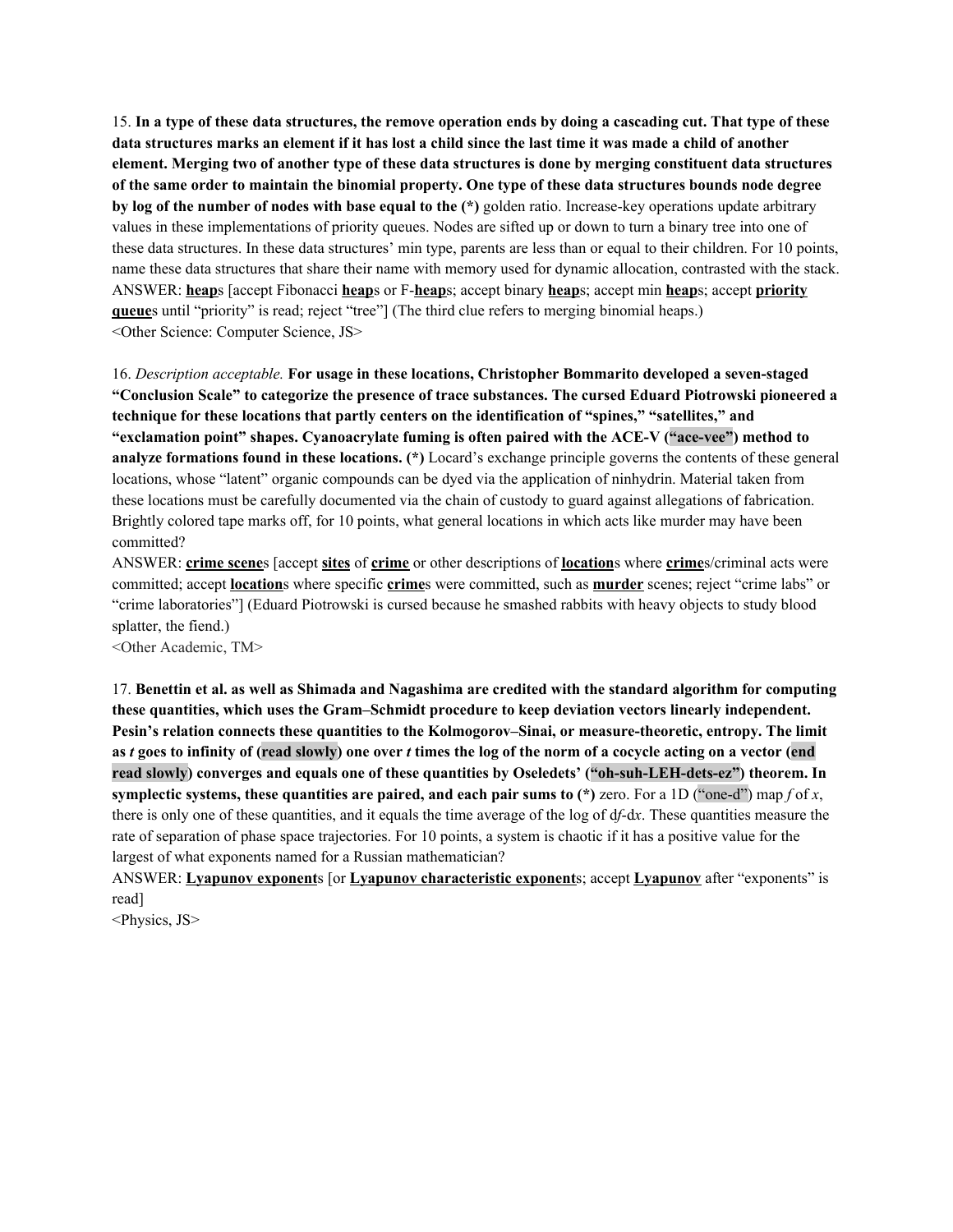15. **In a type of these data structures, the remove operation ends by doing a cascading cut. That type of these data structures marks an element if it has lost a child since the last time it was made a child of another element. Merging two of another type of these data structures is done by merging constituent data structures of the same order to maintain the binomial property. One type of these data structures bounds node degree by log of the number of nodes with base equal to the (*)** golden ratio. Increase-key operations update arbitrary values in these implementations of priority queues. Nodes are sifted up or down to turn a binary tree into one of these data structures. In these data structures' min type, parents are less than or equal to their children. For 10 points, name these data structures that share their name with memory used for dynamic allocation, contrasted with the stack.

ANSWER: **heap**s [accept Fibonacci **heap**s or F-**heap**s; accept binary **heap**s; accept min **heap**s; accept **priority queue**s until "priority" is read; reject "tree"] (The third clue refers to merging binomial heaps.)

<Other Science: Computer Science, JS>

16. *Description acceptable.* **For usage in these locations, Christopher Bommarito developed a seven-staged "Conclusion Scale" to categorize the presence of trace substances. The cursed Eduard Piotrowski pioneered a technique for these locations that partly centers on the identification of "spines," "satellites," and "exclamation point" shapes. Cyanoacrylate fuming is often paired with the ACE-V ("ace-vee") method to analyze formations found in these locations. (*)** Locard's exchange principle governs the contents of these general locations, whose "latent" organic compounds can be dyed via the application of ninhydrin. Material taken from these locations must be carefully documented via the chain of custody to guard against allegations of fabrication. Brightly colored tape marks off, for 10 points, what general locations in which acts like murder may have been committed?

ANSWER: **crime scene**s [accept **sites** of **crime** or other descriptions of **location**s where **crime**s/criminal acts were committed; accept **location**s where specific **crime**s were committed, such as **murder** scenes; reject "crime labs" or "crime laboratories"] (Eduard Piotrowski is cursed because he smashed rabbits with heavy objects to study blood splatter, the fiend.)

<Other Academic, TM>

17. **Benettin et al. as well as Shimada and Nagashima are credited with the standard algorithm for computing these quantities, which uses the Gram–Schmidt procedure to keep deviation vectors linearly independent. Pesin's relation connects these quantities to the Kolmogorov–Sinai, or measure-theoretic, entropy. The limit as *t* goes to infinity of (read slowly) one over *t* times the log of the norm of a cocycle acting on a vector (end read slowly) converges and equals one of these quantities by Oseledets' ("oh-suh-LEH-dets-ez") theorem. In symplectic systems, these quantities are paired, and each pair sums to (*)** zero. For a 1D ("one-d") map *f* of *x*, there is only one of these quantities, and it equals the time average of the log of d*f*-d*x*. These quantities measure the rate of separation of phase space trajectories. For 10 points, a system is chaotic if it has a positive value for the largest of what exponents named for a Russian mathematician?

ANSWER: **Lyapunov exponent**s [or **Lyapunov characteristic exponent**s; accept **Lyapunov** after "exponents" is read]

<Physics, JS>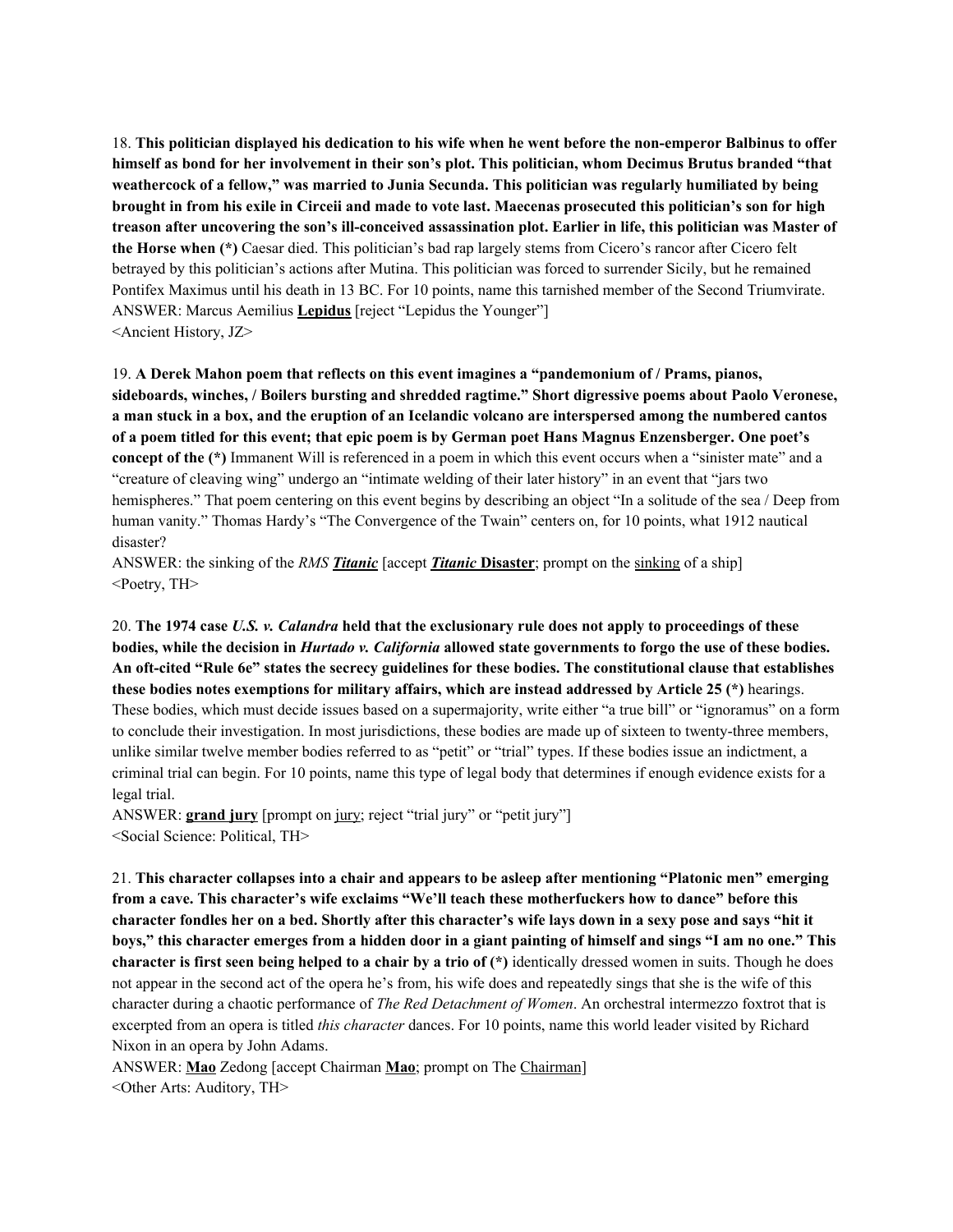18. **This politician displayed his dedication to his wife when he went before the non-emperor Balbinus to offer himself as bond for her involvement in their son's plot. This politician, whom Decimus Brutus branded "that weathercock of a fellow," was married to Junia Secunda. This politician was regularly humiliated by being brought in from his exile in Circeii and made to vote last. Maecenas prosecuted this politician's son for high treason after uncovering the son's ill-conceived assassination plot. Earlier in life, this politician was Master of the Horse when (*)** Caesar died. This politician's bad rap largely stems from Cicero's rancor after Cicero felt betrayed by this politician's actions after Mutina. This politician was forced to surrender Sicily, but he remained Pontifex Maximus until his death in 13 BC. For 10 points, name this tarnished member of the Second Triumvirate.
ANSWER: Marcus Aemilius **Lepidus** [reject "Lepidus the Younger"]
<Ancient History, JZ>

19. **A Derek Mahon poem that reflects on this event imagines a "pandemonium of / Prams, pianos, sideboards, winches, / Boilers bursting and shredded ragtime." Short digressive poems about Paolo Veronese, a man stuck in a box, and the eruption of an Icelandic volcano are interspersed among the numbered cantos of a poem titled for this event; that epic poem is by German poet Hans Magnus Enzensberger. One poet's concept of the (*)** Immanent Will is referenced in a poem in which this event occurs when a "sinister mate" and a "creature of cleaving wing" undergo an "intimate welding of their later history" in an event that "jars two hemispheres." That poem centering on this event begins by describing an object "In a solitude of the sea / Deep from human vanity." Thomas Hardy's "The Convergence of the Twain" centers on, for 10 points, what 1912 nautical disaster?
ANSWER: the sinking of the *RMS* ***Titanic*** [accept ***Titanic* Disaster**; prompt on the sinking of a ship]
<Poetry, TH>

20. **The 1974 case *U.S. v. Calandra* held that the exclusionary rule does not apply to proceedings of these bodies, while the decision in *Hurtado v. California* allowed state governments to forgo the use of these bodies. An oft-cited "Rule 6e" states the secrecy guidelines for these bodies. The constitutional clause that establishes these bodies notes exemptions for military affairs, which are instead addressed by Article 25 (*)** hearings. These bodies, which must decide issues based on a supermajority, write either "a true bill" or "ignoramus" on a form to conclude their investigation. In most jurisdictions, these bodies are made up of sixteen to twenty-three members, unlike similar twelve member bodies referred to as "petit" or "trial" types. If these bodies issue an indictment, a criminal trial can begin. For 10 points, name this type of legal body that determines if enough evidence exists for a legal trial.
ANSWER: **grand jury** [prompt on jury; reject "trial jury" or "petit jury"]
<Social Science: Political, TH>

21. **This character collapses into a chair and appears to be asleep after mentioning "Platonic men" emerging from a cave. This character's wife exclaims "We'll teach these motherfuckers how to dance" before this character fondles her on a bed. Shortly after this character's wife lays down in a sexy pose and says "hit it boys," this character emerges from a hidden door in a giant painting of himself and sings "I am no one." This character is first seen being helped to a chair by a trio of (*)** identically dressed women in suits. Though he does not appear in the second act of the opera he's from, his wife does and repeatedly sings that she is the wife of this character during a chaotic performance of *The Red Detachment of Women*. An orchestral intermezzo foxtrot that is excerpted from an opera is titled *this character* dances. For 10 points, name this world leader visited by Richard Nixon in an opera by John Adams.
ANSWER: **Mao** Zedong [accept Chairman **Mao**; prompt on The Chairman]
<Other Arts: Auditory, TH>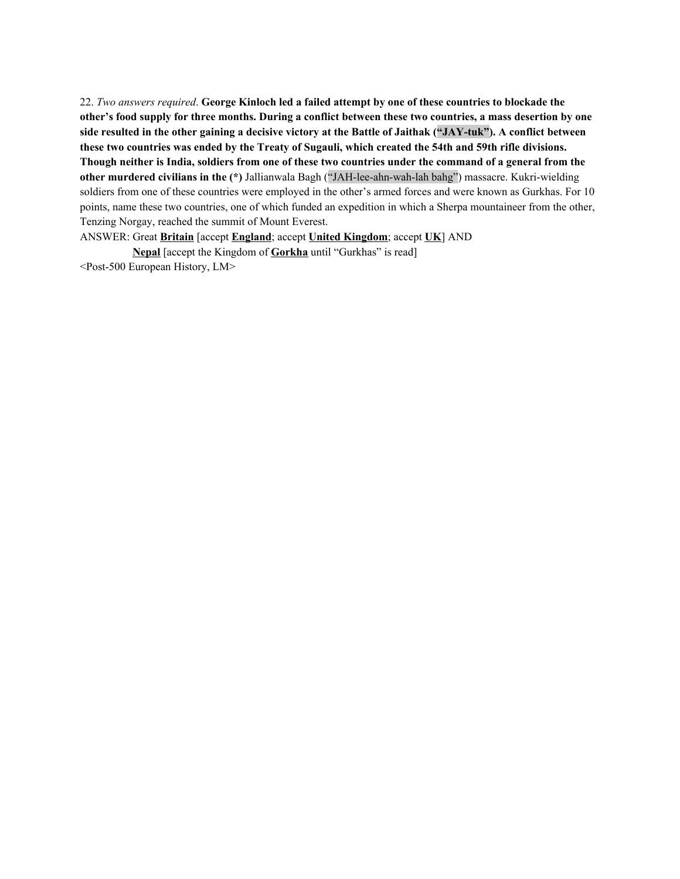22. *Two answers required*. **George Kinloch led a failed attempt by one of these countries to blockade the other's food supply for three months. During a conflict between these two countries, a mass desertion by one side resulted in the other gaining a decisive victory at the Battle of Jaithak ("JAY-tuk"). A conflict between these two countries was ended by the Treaty of Sugauli, which created the 54th and 59th rifle divisions. Though neither is India, soldiers from one of these two countries under the command of a general from the other murdered civilians in the (*)** Jallianwala Bagh ("JAH-lee-ahn-wah-lah bahg") massacre. Kukri-wielding soldiers from one of these countries were employed in the other's armed forces and were known as Gurkhas. For 10 points, name these two countries, one of which funded an expedition in which a Sherpa mountaineer from the other, Tenzing Norgay, reached the summit of Mount Everest.

ANSWER: Great **Britain** [accept **England**; accept **United Kingdom**; accept **UK**] AND
**Nepal** [accept the Kingdom of **Gorkha** until "Gurkhas" is read]

<Post-500 European History, LM>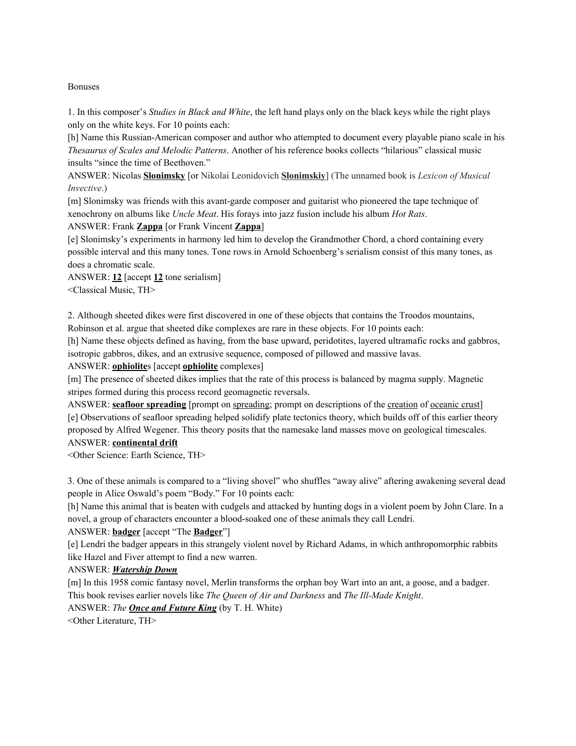Bonuses

1. In this composer's *Studies in Black and White*, the left hand plays only on the black keys while the right plays only on the white keys. For 10 points each:

[h] Name this Russian-American composer and author who attempted to document every playable piano scale in his *Thesaurus of Scales and Melodic Patterns*. Another of his reference books collects "hilarious" classical music insults "since the time of Beethoven."

ANSWER: Nicolas **Slonimsky** [or Nikolai Leonidovich **Slonimskiy**] (The unnamed book is *Lexicon of Musical Invective*.)

[m] Slonimsky was friends with this avant-garde composer and guitarist who pioneered the tape technique of xenochrony on albums like *Uncle Meat*. His forays into jazz fusion include his album *Hot Rats*.

ANSWER: Frank **Zappa** [or Frank Vincent **Zappa**]

[e] Slonimsky's experiments in harmony led him to develop the Grandmother Chord, a chord containing every possible interval and this many tones. Tone rows in Arnold Schoenberg's serialism consist of this many tones, as does a chromatic scale.

ANSWER: **12** [accept **12** tone serialism]

<Classical Music, TH>

2. Although sheeted dikes were first discovered in one of these objects that contains the Troodos mountains, Robinson et al. argue that sheeted dike complexes are rare in these objects. For 10 points each:

[h] Name these objects defined as having, from the base upward, peridotites, layered ultramafic rocks and gabbros, isotropic gabbros, dikes, and an extrusive sequence, composed of pillowed and massive lavas.

ANSWER: **ophiolite**s [accept **ophiolite** complexes]

[m] The presence of sheeted dikes implies that the rate of this process is balanced by magma supply. Magnetic stripes formed during this process record geomagnetic reversals.

ANSWER: **seafloor spreading** [prompt on spreading; prompt on descriptions of the creation of oceanic crust]

[e] Observations of seafloor spreading helped solidify plate tectonics theory, which builds off of this earlier theory proposed by Alfred Wegener. This theory posits that the namesake land masses move on geological timescales.

ANSWER: **continental drift**

<Other Science: Earth Science, TH>

3. One of these animals is compared to a "living shovel" who shuffles "away alive" aftering awakening several dead people in Alice Oswald's poem "Body." For 10 points each:

[h] Name this animal that is beaten with cudgels and attacked by hunting dogs in a violent poem by John Clare. In a novel, a group of characters encounter a blood-soaked one of these animals they call Lendri.

ANSWER: **badger** [accept "The **Badger**"]

[e] Lendri the badger appears in this strangely violent novel by Richard Adams, in which anthropomorphic rabbits like Hazel and Fiver attempt to find a new warren.

ANSWER: ***Watership Down***

[m] In this 1958 comic fantasy novel, Merlin transforms the orphan boy Wart into an ant, a goose, and a badger. This book revises earlier novels like *The Queen of Air and Darkness* and *The Ill-Made Knight*.

ANSWER: *The* ***Once and Future King*** (by T. H. White)

<Other Literature, TH>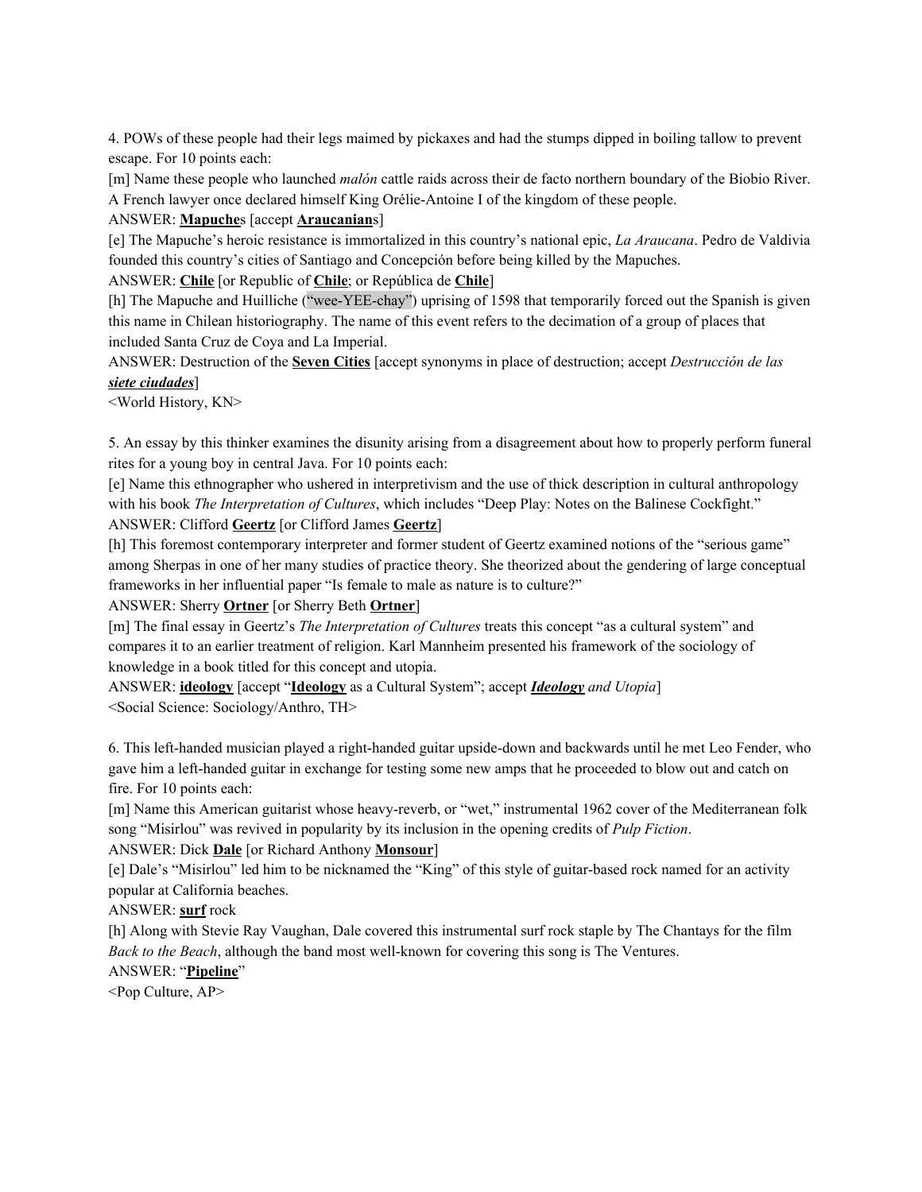4. POWs of these people had their legs maimed by pickaxes and had the stumps dipped in boiling tallow to prevent escape. For 10 points each:

[m] Name these people who launched *malón* cattle raids across their de facto northern boundary of the Biobio River. A French lawyer once declared himself King Orélie-Antoine I of the kingdom of these people.

ANSWER: **Mapuche**s [accept **Araucanian**s]

[e] The Mapuche's heroic resistance is immortalized in this country's national epic, *La Araucana*. Pedro de Valdivia founded this country's cities of Santiago and Concepción before being killed by the Mapuches.

ANSWER: **Chile** [or Republic of **Chile**; or República de **Chile**]

[h] The Mapuche and Huilliche ("wee-YEE-chay") uprising of 1598 that temporarily forced out the Spanish is given this name in Chilean historiography. The name of this event refers to the decimation of a group of places that included Santa Cruz de Coya and La Imperial.

ANSWER: Destruction of the **Seven Cities** [accept synonyms in place of destruction; accept *Destrucción de las **siete ciudades***]

<World History, KN>

5. An essay by this thinker examines the disunity arising from a disagreement about how to properly perform funeral rites for a young boy in central Java. For 10 points each:

[e] Name this ethnographer who ushered in interpretivism and the use of thick description in cultural anthropology with his book *The Interpretation of Cultures*, which includes "Deep Play: Notes on the Balinese Cockfight."

ANSWER: Clifford **Geertz** [or Clifford James **Geertz**]

[h] This foremost contemporary interpreter and former student of Geertz examined notions of the "serious game" among Sherpas in one of her many studies of practice theory. She theorized about the gendering of large conceptual frameworks in her influential paper "Is female to male as nature is to culture?"

ANSWER: Sherry **Ortner** [or Sherry Beth **Ortner**]

[m] The final essay in Geertz's *The Interpretation of Cultures* treats this concept "as a cultural system" and compares it to an earlier treatment of religion. Karl Mannheim presented his framework of the sociology of knowledge in a book titled for this concept and utopia.

ANSWER: **ideology** [accept "**Ideology** as a Cultural System"; accept ***Ideology** and Utopia*]

<Social Science: Sociology/Anthro, TH>

6. This left-handed musician played a right-handed guitar upside-down and backwards until he met Leo Fender, who gave him a left-handed guitar in exchange for testing some new amps that he proceeded to blow out and catch on fire. For 10 points each:

[m] Name this American guitarist whose heavy-reverb, or "wet," instrumental 1962 cover of the Mediterranean folk song "Misirlou" was revived in popularity by its inclusion in the opening credits of *Pulp Fiction*.

ANSWER: Dick **Dale** [or Richard Anthony **Monsour**]

[e] Dale's "Misirlou" led him to be nicknamed the "King" of this style of guitar-based rock named for an activity popular at California beaches.

ANSWER: **surf** rock

[h] Along with Stevie Ray Vaughan, Dale covered this instrumental surf rock staple by The Chantays for the film *Back to the Beach*, although the band most well-known for covering this song is The Ventures.

ANSWER: "**Pipeline**"

<Pop Culture, AP>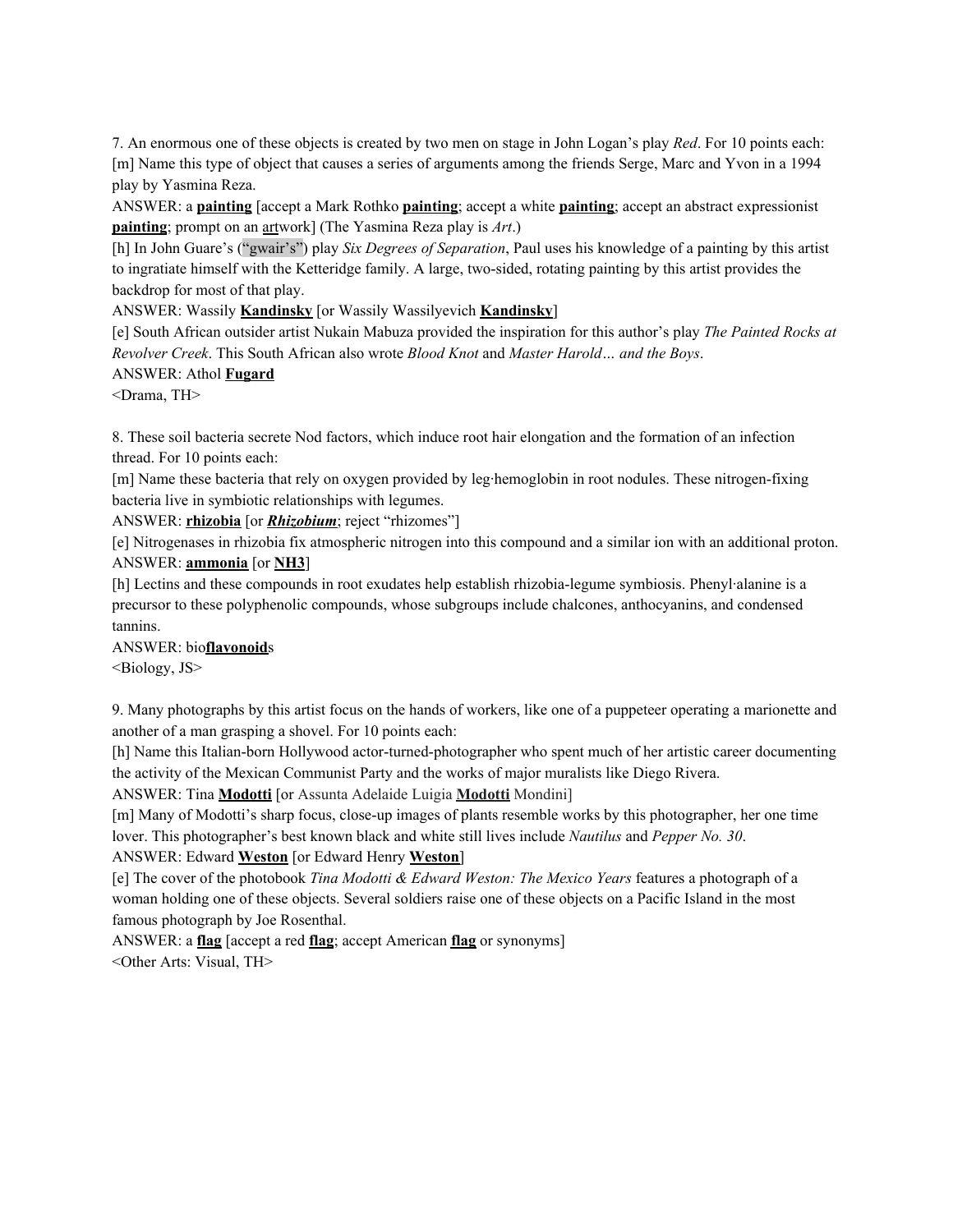7. An enormous one of these objects is created by two men on stage in John Logan's play *Red*. For 10 points each:
[m] Name this type of object that causes a series of arguments among the friends Serge, Marc and Yvon in a 1994 play by Yasmina Reza.
ANSWER: a **painting** [accept a Mark Rothko **painting**; accept a white **painting**; accept an abstract expressionist **painting**; prompt on an artwork] (The Yasmina Reza play is *Art*.)
[h] In John Guare's ("gwair's") play *Six Degrees of Separation*, Paul uses his knowledge of a painting by this artist to ingratiate himself with the Ketteridge family. A large, two-sided, rotating painting by this artist provides the backdrop for most of that play.
ANSWER: Wassily **Kandinsky** [or Wassily Wassilyevich **Kandinsky**]
[e] South African outsider artist Nukain Mabuza provided the inspiration for this author's play *The Painted Rocks at Revolver Creek*. This South African also wrote *Blood Knot* and *Master Harold… and the Boys*.
ANSWER: Athol **Fugard**
<Drama, TH>

8. These soil bacteria secrete Nod factors, which induce root hair elongation and the formation of an infection thread. For 10 points each:
[m] Name these bacteria that rely on oxygen provided by leg·hemoglobin in root nodules. These nitrogen-fixing bacteria live in symbiotic relationships with legumes.
ANSWER: **rhizobia** [or ***Rhizobium***; reject "rhizomes"]
[e] Nitrogenases in rhizobia fix atmospheric nitrogen into this compound and a similar ion with an additional proton.
ANSWER: **ammonia** [or **NH3**]
[h] Lectins and these compounds in root exudates help establish rhizobia-legume symbiosis. Phenyl·alanine is a precursor to these polyphenolic compounds, whose subgroups include chalcones, anthocyanins, and condensed tannins.
ANSWER: bio**flavonoid**s
<Biology, JS>

9. Many photographs by this artist focus on the hands of workers, like one of a puppeteer operating a marionette and another of a man grasping a shovel. For 10 points each:
[h] Name this Italian-born Hollywood actor-turned-photographer who spent much of her artistic career documenting the activity of the Mexican Communist Party and the works of major muralists like Diego Rivera.
ANSWER: Tina **Modotti** [or Assunta Adelaide Luigia **Modotti** Mondini]
[m] Many of Modotti's sharp focus, close-up images of plants resemble works by this photographer, her one time lover. This photographer's best known black and white still lives include *Nautilus* and *Pepper No. 30*.
ANSWER: Edward **Weston** [or Edward Henry **Weston**]
[e] The cover of the photobook *Tina Modotti & Edward Weston: The Mexico Years* features a photograph of a woman holding one of these objects. Several soldiers raise one of these objects on a Pacific Island in the most famous photograph by Joe Rosenthal.
ANSWER: a **flag** [accept a red **flag**; accept American **flag** or synonyms]
<Other Arts: Visual, TH>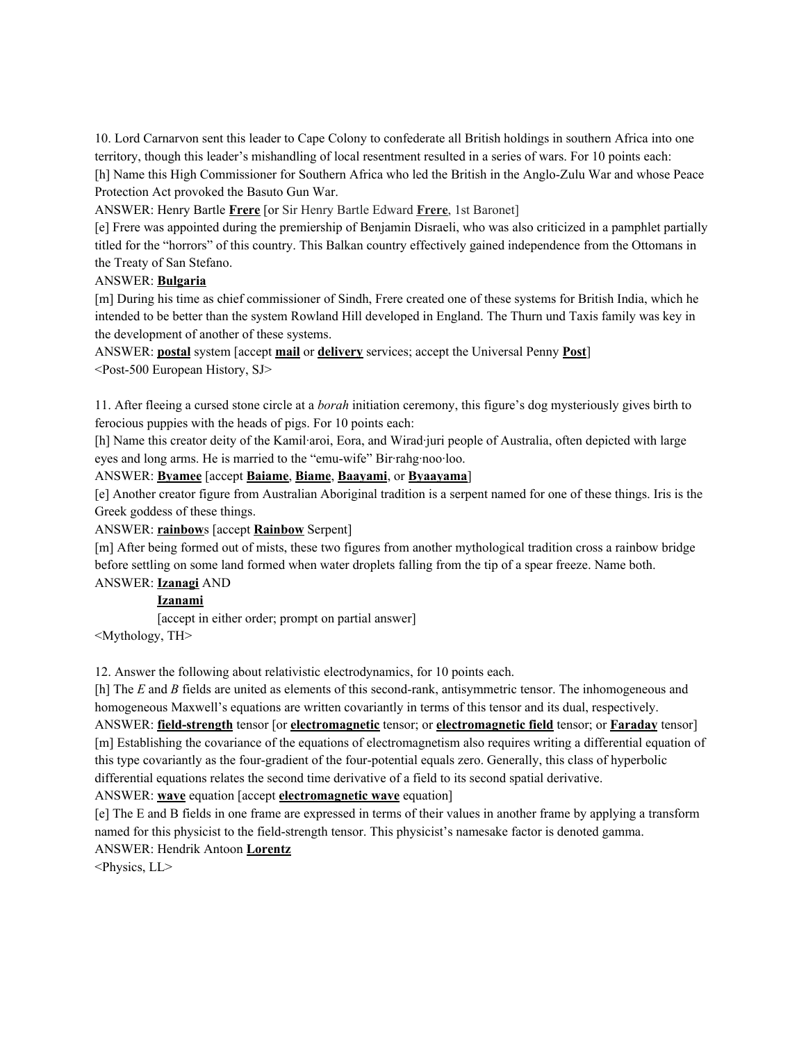10. Lord Carnarvon sent this leader to Cape Colony to confederate all British holdings in southern Africa into one territory, though this leader's mishandling of local resentment resulted in a series of wars. For 10 points each:

[h] Name this High Commissioner for Southern Africa who led the British in the Anglo-Zulu War and whose Peace Protection Act provoked the Basuto Gun War.

ANSWER: Henry Bartle **Frere** [or Sir Henry Bartle Edward **Frere**, 1st Baronet]

[e] Frere was appointed during the premiership of Benjamin Disraeli, who was also criticized in a pamphlet partially titled for the "horrors" of this country. This Balkan country effectively gained independence from the Ottomans in the Treaty of San Stefano.

ANSWER: **Bulgaria**

[m] During his time as chief commissioner of Sindh, Frere created one of these systems for British India, which he intended to be better than the system Rowland Hill developed in England. The Thurn und Taxis family was key in the development of another of these systems.

ANSWER: **postal** system [accept **mail** or **delivery** services; accept the Universal Penny **Post**]

<Post-500 European History, SJ>

11. After fleeing a cursed stone circle at a *borah* initiation ceremony, this figure's dog mysteriously gives birth to ferocious puppies with the heads of pigs. For 10 points each:

[h] Name this creator deity of the Kamil·aroi, Eora, and Wirad·juri people of Australia, often depicted with large eyes and long arms. He is married to the "emu-wife" Bir·rahg·noo·loo.

ANSWER: **Byamee** [accept **Baiame**, **Biame**, **Baayami**, or **Byaayama**]

[e] Another creator figure from Australian Aboriginal tradition is a serpent named for one of these things. Iris is the Greek goddess of these things.

ANSWER: **rainbow**s [accept **Rainbow** Serpent]

[m] After being formed out of mists, these two figures from another mythological tradition cross a rainbow bridge before settling on some land formed when water droplets falling from the tip of a spear freeze. Name both.

ANSWER: **Izanagi** AND

**Izanami**

[accept in either order; prompt on partial answer]

<Mythology, TH>

12. Answer the following about relativistic electrodynamics, for 10 points each.

[h] The *E* and *B* fields are united as elements of this second-rank, antisymmetric tensor. The inhomogeneous and homogeneous Maxwell's equations are written covariantly in terms of this tensor and its dual, respectively.

ANSWER: **field-strength** tensor [or **electromagnetic** tensor; or **electromagnetic field** tensor; or **Faraday** tensor]

[m] Establishing the covariance of the equations of electromagnetism also requires writing a differential equation of this type covariantly as the four-gradient of the four-potential equals zero. Generally, this class of hyperbolic differential equations relates the second time derivative of a field to its second spatial derivative.

ANSWER: **wave** equation [accept **electromagnetic wave** equation]

[e] The E and B fields in one frame are expressed in terms of their values in another frame by applying a transform named for this physicist to the field-strength tensor. This physicist's namesake factor is denoted gamma.

ANSWER: Hendrik Antoon **Lorentz**

<Physics, LL>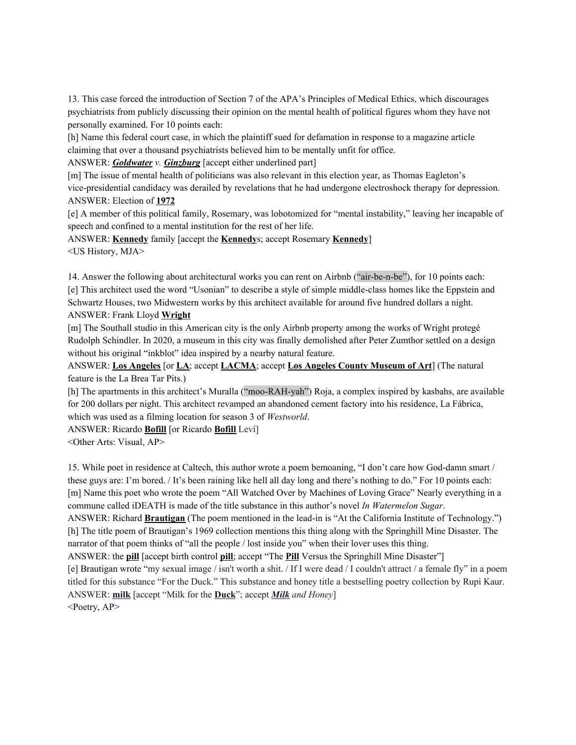13. This case forced the introduction of Section 7 of the APA's Principles of Medical Ethics, which discourages psychiatrists from publicly discussing their opinion on the mental health of political figures whom they have not personally examined. For 10 points each:

[h] Name this federal court case, in which the plaintiff sued for defamation in response to a magazine article claiming that over a thousand psychiatrists believed him to be mentally unfit for office.

ANSWER: ***Goldwater*** *v.* ***Ginzburg*** [accept either underlined part]

[m] The issue of mental health of politicians was also relevant in this election year, as Thomas Eagleton's vice-presidential candidacy was derailed by revelations that he had undergone electroshock therapy for depression.

ANSWER: Election of **1972**

[e] A member of this political family, Rosemary, was lobotomized for "mental instability," leaving her incapable of speech and confined to a mental institution for the rest of her life.

ANSWER: **Kennedy** family [accept the **Kennedy**s; accept Rosemary **Kennedy**]

<US History, MJA>

14. Answer the following about architectural works you can rent on Airbnb ("air-be-n-be"), for 10 points each:

[e] This architect used the word "Usonian" to describe a style of simple middle-class homes like the Eppstein and Schwartz Houses, two Midwestern works by this architect available for around five hundred dollars a night.

ANSWER: Frank Lloyd **Wright**

[m] The Southall studio in this American city is the only Airbnb property among the works of Wright protegé Rudolph Schindler. In 2020, a museum in this city was finally demolished after Peter Zumthor settled on a design without his original "inkblot" idea inspired by a nearby natural feature.

ANSWER: **Los Angeles** [or **LA**; accept **LACMA**; accept **Los Angeles County Museum of Art**] (The natural feature is the La Brea Tar Pits.)

[h] The apartments in this architect's Muralla ("moo-RAH-yah") Roja, a complex inspired by kasbahs, are available for 200 dollars per night. This architect revamped an abandoned cement factory into his residence, La Fábrica, which was used as a filming location for season 3 of *Westworld*.

ANSWER: Ricardo **Bofill** [or Ricardo **Bofill** Leví]

<Other Arts: Visual, AP>

15. While poet in residence at Caltech, this author wrote a poem bemoaning, "I don't care how God-damn smart / these guys are: I'm bored. / It's been raining like hell all day long and there's nothing to do." For 10 points each:

[m] Name this poet who wrote the poem "All Watched Over by Machines of Loving Grace" Nearly everything in a commune called iDEATH is made of the title substance in this author's novel *In Watermelon Sugar*.

ANSWER: Richard **Brautigan** (The poem mentioned in the lead-in is "At the California Institute of Technology.")

[h] The title poem of Brautigan's 1969 collection mentions this thing along with the Springhill Mine Disaster. The narrator of that poem thinks of "all the people / lost inside you" when their lover uses this thing.

ANSWER: the **pill** [accept birth control **pill**; accept "The **Pill** Versus the Springhill Mine Disaster"]

[e] Brautigan wrote "my sexual image / isn't worth a shit. / If I were dead / I couldn't attract / a female fly" in a poem titled for this substance "For the Duck." This substance and honey title a bestselling poetry collection by Rupi Kaur.

ANSWER: **milk** [accept "Milk for the **Duck**"; accept ***Milk*** *and Honey*]

<Poetry, AP>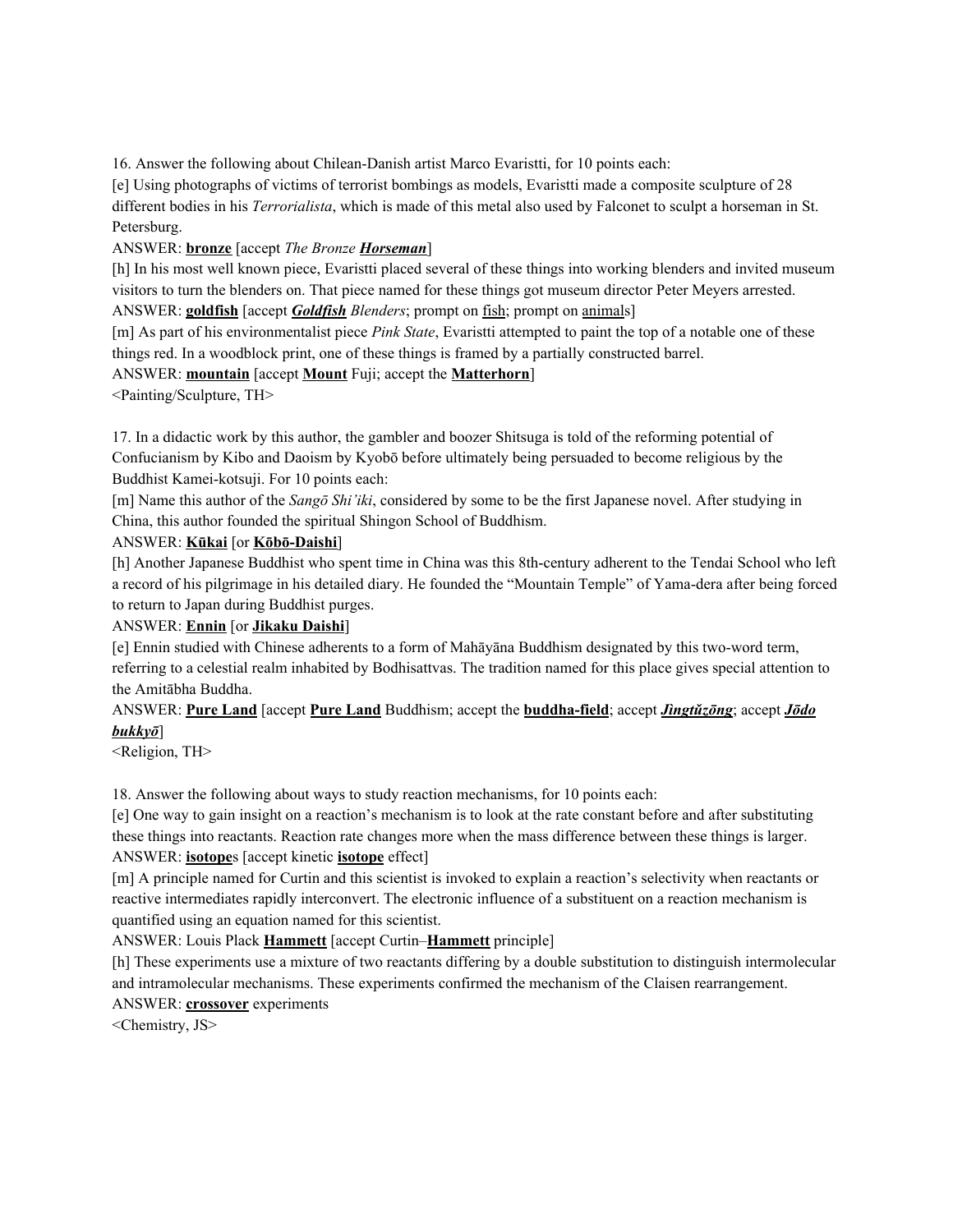16. Answer the following about Chilean-Danish artist Marco Evaristti, for 10 points each:

[e] Using photographs of victims of terrorist bombings as models, Evaristti made a composite sculpture of 28 different bodies in his *Terrorialista*, which is made of this metal also used by Falconet to sculpt a horseman in St. Petersburg.

ANSWER: **bronze** [accept *The Bronze* ***Horseman***]

[h] In his most well known piece, Evaristti placed several of these things into working blenders and invited museum visitors to turn the blenders on. That piece named for these things got museum director Peter Meyers arrested.

ANSWER: **goldfish** [accept ***Goldfish*** *Blenders*; prompt on fish; prompt on animals]

[m] As part of his environmentalist piece *Pink State*, Evaristti attempted to paint the top of a notable one of these things red. In a woodblock print, one of these things is framed by a partially constructed barrel.

ANSWER: **mountain** [accept **Mount** Fuji; accept the **Matterhorn**]

<Painting/Sculpture, TH>

17. In a didactic work by this author, the gambler and boozer Shitsuga is told of the reforming potential of Confucianism by Kibo and Daoism by Kyobō before ultimately being persuaded to become religious by the Buddhist Kamei-kotsuji. For 10 points each:

[m] Name this author of the *Sangō Shi'iki*, considered by some to be the first Japanese novel. After studying in China, this author founded the spiritual Shingon School of Buddhism.

ANSWER: **Kūkai** [or **Kōbō-Daishi**]

[h] Another Japanese Buddhist who spent time in China was this 8th-century adherent to the Tendai School who left a record of his pilgrimage in his detailed diary. He founded the "Mountain Temple" of Yama-dera after being forced to return to Japan during Buddhist purges.

ANSWER: **Ennin** [or **Jikaku Daishi**]

[e] Ennin studied with Chinese adherents to a form of Mahāyāna Buddhism designated by this two-word term, referring to a celestial realm inhabited by Bodhisattvas. The tradition named for this place gives special attention to the Amitābha Buddha.

ANSWER: **Pure Land** [accept **Pure Land** Buddhism; accept the **buddha-field**; accept ***Jìngtǔzōng***; accept ***Jōdo bukkyō***]

<Religion, TH>

18. Answer the following about ways to study reaction mechanisms, for 10 points each:

[e] One way to gain insight on a reaction's mechanism is to look at the rate constant before and after substituting these things into reactants. Reaction rate changes more when the mass difference between these things is larger.

ANSWER: **isotope**s [accept kinetic **isotope** effect]

[m] A principle named for Curtin and this scientist is invoked to explain a reaction's selectivity when reactants or reactive intermediates rapidly interconvert. The electronic influence of a substituent on a reaction mechanism is quantified using an equation named for this scientist.

ANSWER: Louis Plack **Hammett** [accept Curtin–**Hammett** principle]

[h] These experiments use a mixture of two reactants differing by a double substitution to distinguish intermolecular and intramolecular mechanisms. These experiments confirmed the mechanism of the Claisen rearrangement.

ANSWER: **crossover** experiments

<Chemistry, JS>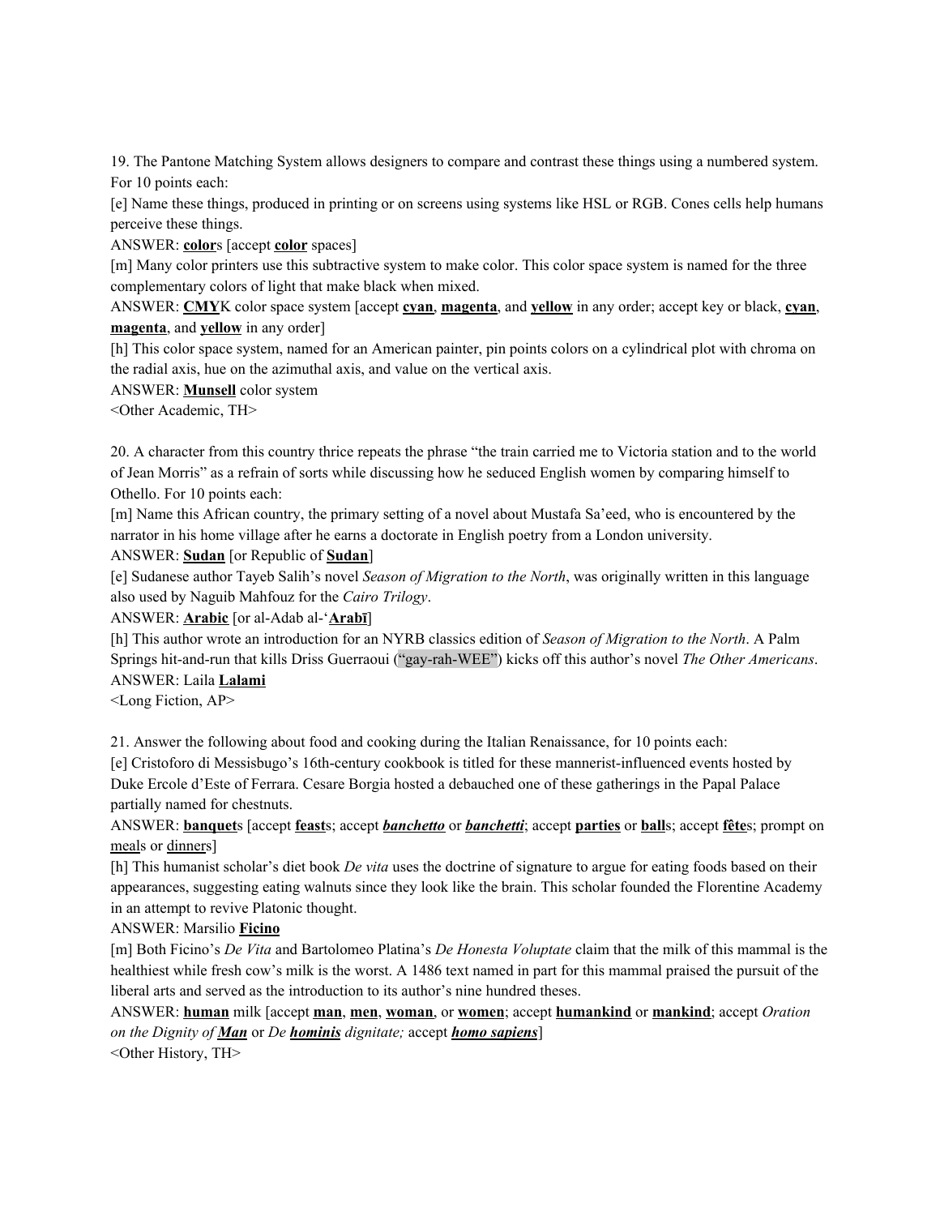19. The Pantone Matching System allows designers to compare and contrast these things using a numbered system. For 10 points each:

[e] Name these things, produced in printing or on screens using systems like HSL or RGB. Cones cells help humans perceive these things.

ANSWER: **<u>color</u>**s [accept **<u>color</u>** spaces]

[m] Many color printers use this subtractive system to make color. This color space system is named for the three complementary colors of light that make black when mixed.

ANSWER: **<u>CMY</u>**K color space system [accept **<u>cyan</u>**, **<u>magenta</u>**, and **<u>yellow</u>** in any order; accept key or black, **<u>cyan</u>**, **<u>magenta</u>**, and **<u>yellow</u>** in any order]

[h] This color space system, named for an American painter, pin points colors on a cylindrical plot with chroma on the radial axis, hue on the azimuthal axis, and value on the vertical axis.

ANSWER: **<u>Munsell</u>** color system

<Other Academic, TH>

20. A character from this country thrice repeats the phrase "the train carried me to Victoria station and to the world of Jean Morris" as a refrain of sorts while discussing how he seduced English women by comparing himself to Othello. For 10 points each:

[m] Name this African country, the primary setting of a novel about Mustafa Sa'eed, who is encountered by the narrator in his home village after he earns a doctorate in English poetry from a London university.

ANSWER: **<u>Sudan</u>** [or Republic of **<u>Sudan</u>**]

[e] Sudanese author Tayeb Salih's novel *Season of Migration to the North*, was originally written in this language also used by Naguib Mahfouz for the *Cairo Trilogy*.

ANSWER: **<u>Arabic</u>** [or al-Adab al-'**<u>Arabī</u>**]

[h] This author wrote an introduction for an NYRB classics edition of *Season of Migration to the North*. A Palm Springs hit-and-run that kills Driss Guerraoui ("gay-rah-WEE") kicks off this author's novel *The Other Americans*.

ANSWER: Laila **<u>Lalami</u>**

<Long Fiction, AP>

21. Answer the following about food and cooking during the Italian Renaissance, for 10 points each:

[e] Cristoforo di Messisbugo's 16th-century cookbook is titled for these mannerist-influenced events hosted by Duke Ercole d'Este of Ferrara. Cesare Borgia hosted a debauched one of these gatherings in the Papal Palace partially named for chestnuts.

ANSWER: **<u>banquet</u>**s [accept **<u>feast</u>**s; accept ***<u>banchetto</u>*** or ***<u>banchetti</u>***; accept **<u>parties</u>** or **<u>ball</u>**s; accept **<u>fête</u>**s; prompt on <u>meal</u>s or <u>dinner</u>s]

[h] This humanist scholar's diet book *De vita* uses the doctrine of signature to argue for eating foods based on their appearances, suggesting eating walnuts since they look like the brain. This scholar founded the Florentine Academy in an attempt to revive Platonic thought.

ANSWER: Marsilio **<u>Ficino</u>**

[m] Both Ficino's *De Vita* and Bartolomeo Platina's *De Honesta Voluptate* claim that the milk of this mammal is the healthiest while fresh cow's milk is the worst. A 1486 text named in part for this mammal praised the pursuit of the liberal arts and served as the introduction to its author's nine hundred theses.

ANSWER: **<u>human</u>** milk [accept **<u>man</u>**, **<u>men</u>**, **<u>woman</u>**, or **<u>women</u>**; accept **<u>humankind</u>** or **<u>mankind</u>**; accept *Oration on the Dignity of* ***<u>Man</u>*** or *De* ***<u>hominis</u>*** *dignitate;* accept ***<u>homo sapiens</u>***]

<Other History, TH>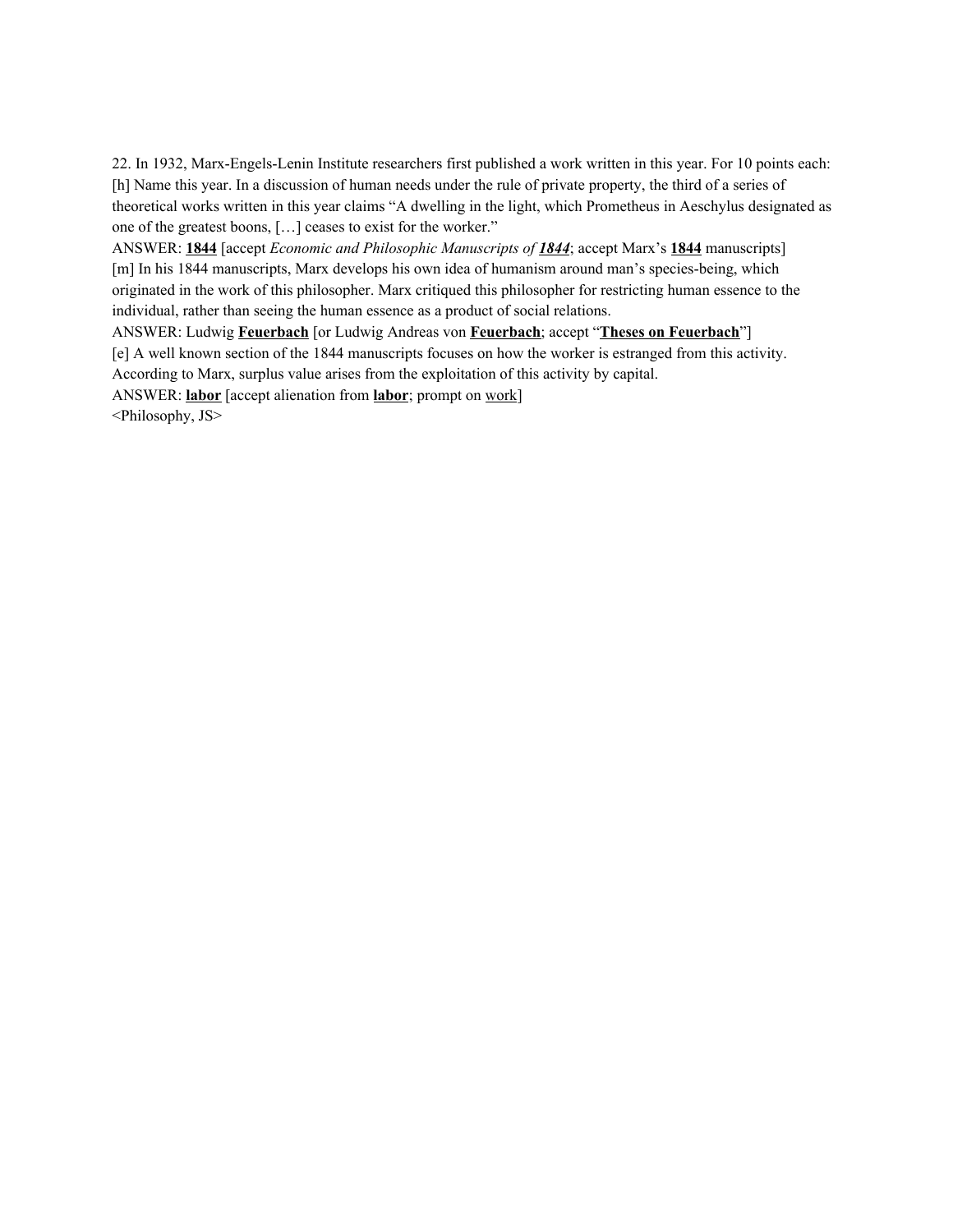22. In 1932, Marx-Engels-Lenin Institute researchers first published a work written in this year. For 10 points each:

[h] Name this year. In a discussion of human needs under the rule of private property, the third of a series of theoretical works written in this year claims "A dwelling in the light, which Prometheus in Aeschylus designated as one of the greatest boons, […] ceases to exist for the worker."

ANSWER: **1844** [accept *Economic and Philosophic Manuscripts of **1844***; accept Marx's **1844** manuscripts]

[m] In his 1844 manuscripts, Marx develops his own idea of humanism around man's species-being, which originated in the work of this philosopher. Marx critiqued this philosopher for restricting human essence to the individual, rather than seeing the human essence as a product of social relations.

ANSWER: Ludwig **Feuerbach** [or Ludwig Andreas von **Feuerbach**; accept "**Theses on Feuerbach**"]

[e] A well known section of the 1844 manuscripts focuses on how the worker is estranged from this activity. According to Marx, surplus value arises from the exploitation of this activity by capital.

ANSWER: **labor** [accept alienation from **labor**; prompt on work]

<Philosophy, JS>